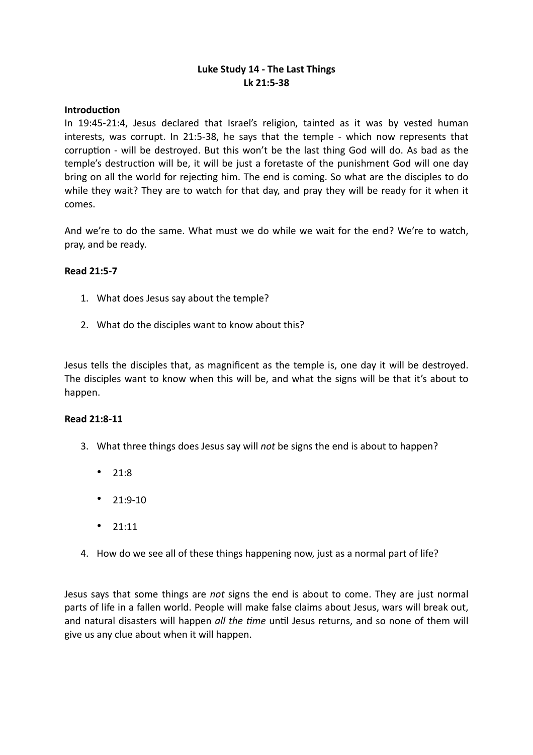**Luke Study 14 - The Last Things**
**Lk 21:5-38**

**Introduction**

In 19:45-21:4, Jesus declared that Israel's religion, tainted as it was by vested human interests, was corrupt. In 21:5-38, he says that the temple - which now represents that corruption - will be destroyed. But this won't be the last thing God will do. As bad as the temple's destruction will be, it will be just a foretaste of the punishment God will one day bring on all the world for rejecting him. The end is coming. So what are the disciples to do while they wait? They are to watch for that day, and pray they will be ready for it when it comes.

And we're to do the same. What must we do while we wait for the end? We're to watch, pray, and be ready.

**Read 21:5-7**

1. What does Jesus say about the temple?
2. What do the disciples want to know about this?

Jesus tells the disciples that, as magnificent as the temple is, one day it will be destroyed. The disciples want to know when this will be, and what the signs will be that it's about to happen.

**Read 21:8-11**

3. What three things does Jesus say will *not* be signs the end is about to happen?
   - 21:8
   - 21:9-10
   - 21:11
4. How do we see all of these things happening now, just as a normal part of life?

Jesus says that some things are *not* signs the end is about to come. They are just normal parts of life in a fallen world. People will make false claims about Jesus, wars will break out, and natural disasters will happen *all the time* until Jesus returns, and so none of them will give us any clue about when it will happen.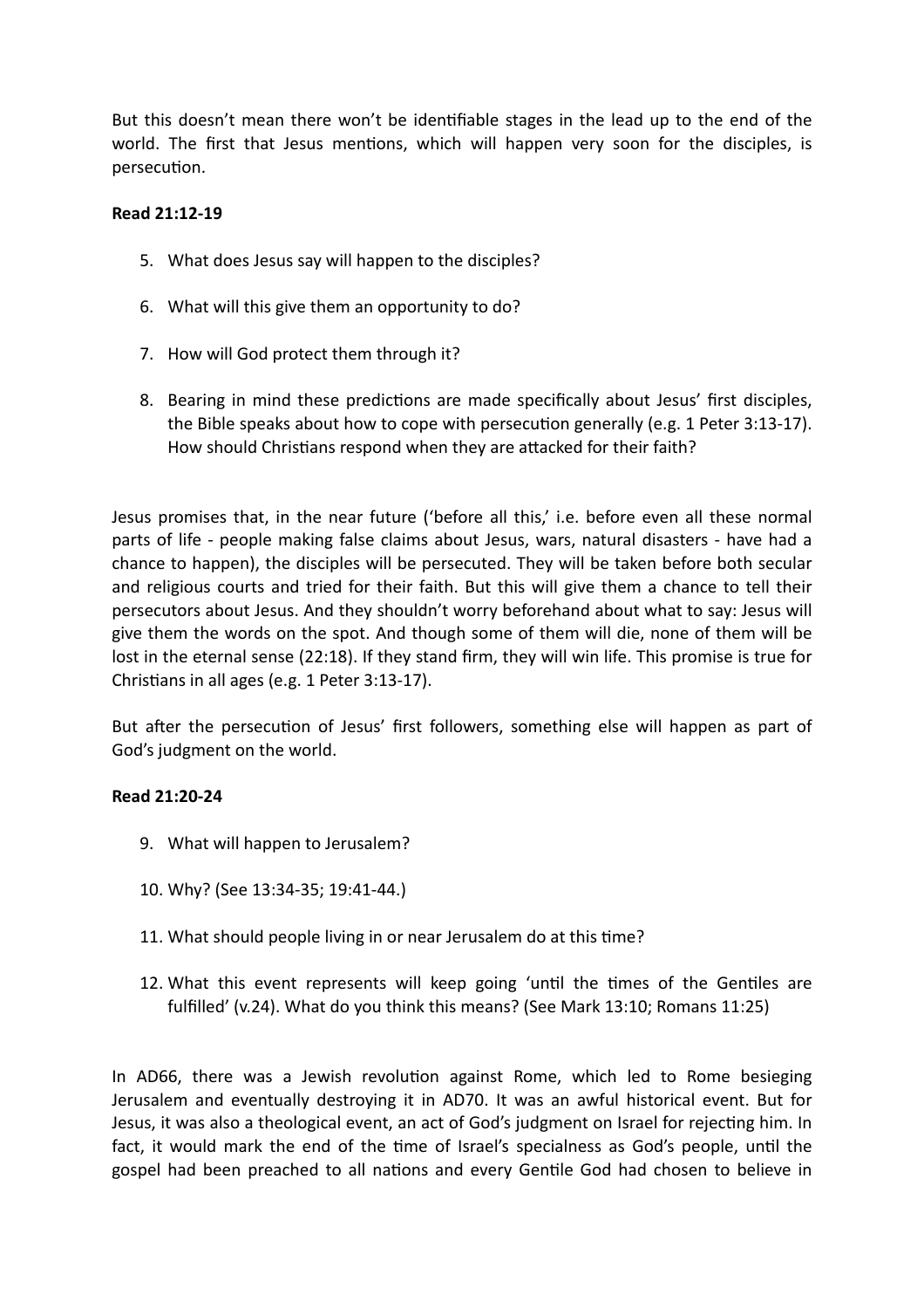But this doesn't mean there won't be identifiable stages in the lead up to the end of the world. The first that Jesus mentions, which will happen very soon for the disciples, is persecution.

**Read 21:12-19**

5. What does Jesus say will happen to the disciples?
6. What will this give them an opportunity to do?
7. How will God protect them through it?
8. Bearing in mind these predictions are made specifically about Jesus' first disciples, the Bible speaks about how to cope with persecution generally (e.g. 1 Peter 3:13-17). How should Christians respond when they are attacked for their faith?

Jesus promises that, in the near future ('before all this,' i.e. before even all these normal parts of life - people making false claims about Jesus, wars, natural disasters - have had a chance to happen), the disciples will be persecuted. They will be taken before both secular and religious courts and tried for their faith. But this will give them a chance to tell their persecutors about Jesus. And they shouldn't worry beforehand about what to say: Jesus will give them the words on the spot. And though some of them will die, none of them will be lost in the eternal sense (22:18). If they stand firm, they will win life. This promise is true for Christians in all ages (e.g. 1 Peter 3:13-17).

But after the persecution of Jesus' first followers, something else will happen as part of God's judgment on the world.

**Read 21:20-24**

9. What will happen to Jerusalem?
10. Why? (See 13:34-35; 19:41-44.)
11. What should people living in or near Jerusalem do at this time?
12. What this event represents will keep going 'until the times of the Gentiles are fulfilled' (v.24). What do you think this means? (See Mark 13:10; Romans 11:25)

In AD66, there was a Jewish revolution against Rome, which led to Rome besieging Jerusalem and eventually destroying it in AD70. It was an awful historical event. But for Jesus, it was also a theological event, an act of God's judgment on Israel for rejecting him. In fact, it would mark the end of the time of Israel's specialness as God's people, until the gospel had been preached to all nations and every Gentile God had chosen to believe in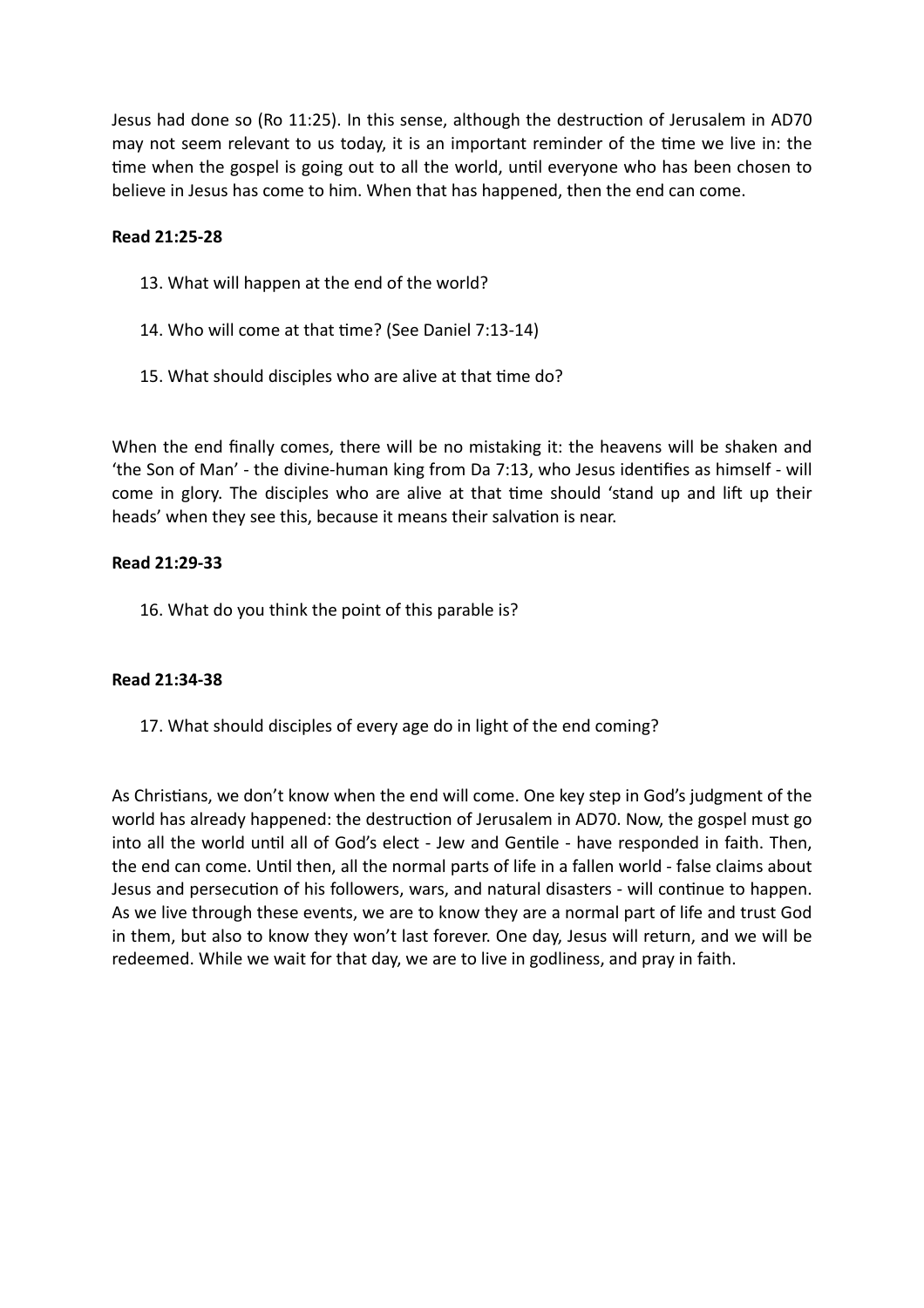Jesus had done so (Ro 11:25). In this sense, although the destruction of Jerusalem in AD70 may not seem relevant to us today, it is an important reminder of the time we live in: the time when the gospel is going out to all the world, until everyone who has been chosen to believe in Jesus has come to him. When that has happened, then the end can come.

**Read 21:25-28**

13. What will happen at the end of the world?

14. Who will come at that time? (See Daniel 7:13-14)

15. What should disciples who are alive at that time do?

When the end finally comes, there will be no mistaking it: the heavens will be shaken and 'the Son of Man' - the divine-human king from Da 7:13, who Jesus identifies as himself - will come in glory. The disciples who are alive at that time should 'stand up and lift up their heads' when they see this, because it means their salvation is near.

**Read 21:29-33**

16. What do you think the point of this parable is?

**Read 21:34-38**

17. What should disciples of every age do in light of the end coming?

As Christians, we don't know when the end will come. One key step in God's judgment of the world has already happened: the destruction of Jerusalem in AD70. Now, the gospel must go into all the world until all of God's elect - Jew and Gentile - have responded in faith. Then, the end can come. Until then, all the normal parts of life in a fallen world - false claims about Jesus and persecution of his followers, wars, and natural disasters - will continue to happen. As we live through these events, we are to know they are a normal part of life and trust God in them, but also to know they won't last forever. One day, Jesus will return, and we will be redeemed. While we wait for that day, we are to live in godliness, and pray in faith.